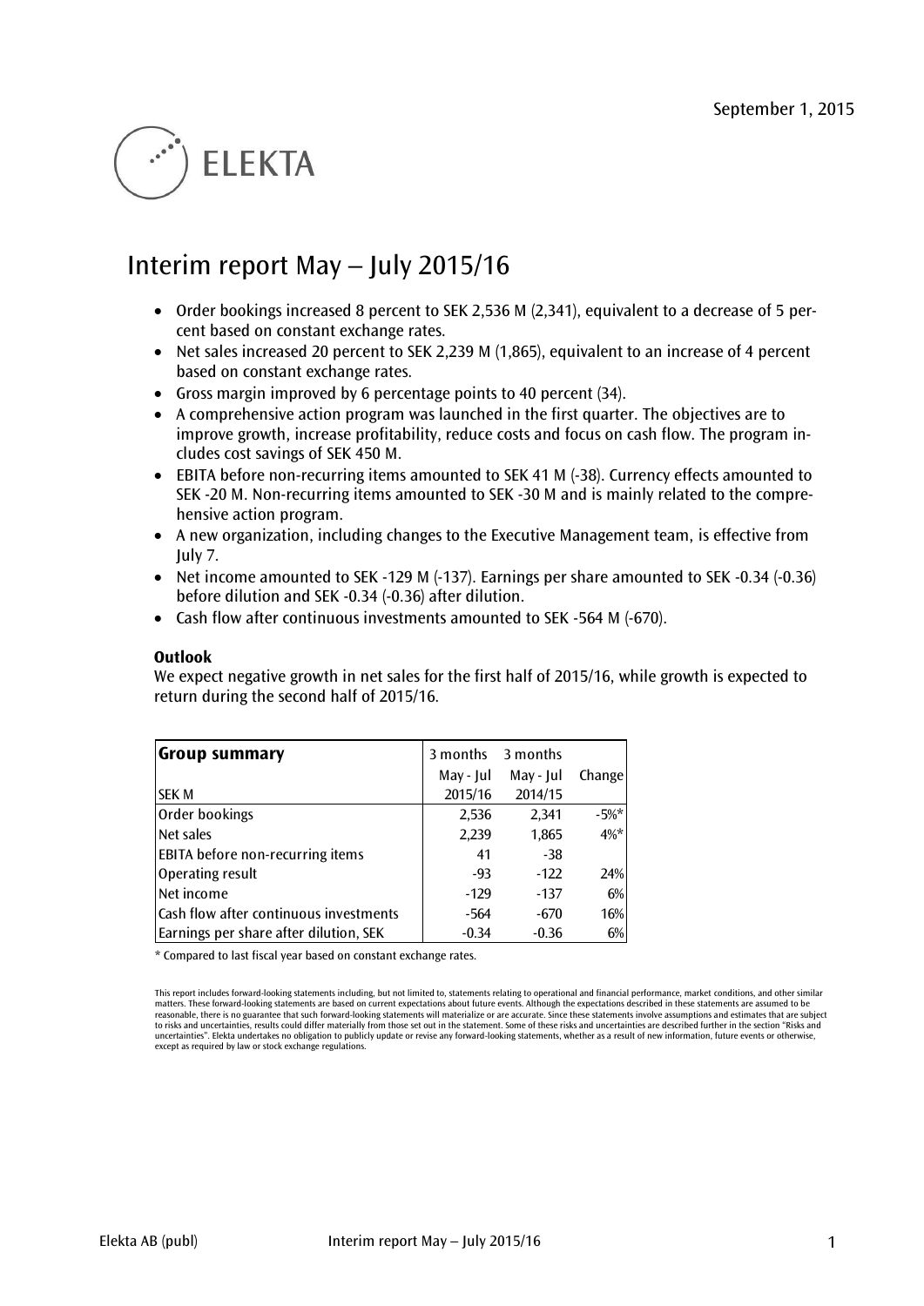September 1, 2015

ELEKTA

# Interim report May – July 2015/16

- Order bookings increased 8 percent to SEK 2,536 M (2,341), equivalent to a decrease of 5 percent based on constant exchange rates.
- Net sales increased 20 percent to SEK 2,239 M (1,865), equivalent to an increase of 4 percent based on constant exchange rates.
- Gross margin improved by 6 percentage points to 40 percent (34).
- A comprehensive action program was launched in the first quarter. The objectives are to improve growth, increase profitability, reduce costs and focus on cash flow. The program includes cost savings of SEK 450 M.
- EBITA before non-recurring items amounted to SEK 41 M (-38). Currency effects amounted to SEK -20 M. Non-recurring items amounted to SEK -30 M and is mainly related to the comprehensive action program.
- A new organization, including changes to the Executive Management team, is effective from July 7.
- Net income amounted to SEK -129 M (-137). Earnings per share amounted to SEK -0.34 (-0.36) before dilution and SEK -0.34 (-0.36) after dilution.
- Cash flow after continuous investments amounted to SEK -564 M (-670).

**Outlook**

We expect negative growth in net sales for the first half of 2015/16, while growth is expected to return during the second half of 2015/16.

| Group summary | 3 months | 3 months | |
|---|---|---|---|
| | May - Jul | May - Jul | Change |
| SEK M | 2015/16 | 2014/15 | |
| Order bookings | 2,536 | 2,341 | -5%* |
| Net sales | 2,239 | 1,865 | 4%* |
| EBITA before non-recurring items | 41 | -38 | |
| Operating result | -93 | -122 | 24% |
| Net income | -129 | -137 | 6% |
| Cash flow after continuous investments | -564 | -670 | 16% |
| Earnings per share after dilution, SEK | -0.34 | -0.36 | 6% |

\* Compared to last fiscal year based on constant exchange rates.

This report includes forward-looking statements including, but not limited to, statements relating to operational and financial performance, market conditions, and other similar matters. These forward-looking statements are based on current expectations about future events. Although the expectations described in these statements are assumed to be reasonable, there is no guarantee that such forward-looking statements will materialize or are accurate. Since these statements involve assumptions and estimates that are subject to risks and uncertainties, results could differ materially from those set out in the statement. Some of these risks and uncertainties are described further in the section "Risks and uncertainties". Elekta undertakes no obligation to publicly update or revise any forward-looking statements, whether as a result of new information, future events or otherwise, except as required by law or stock exchange regulations.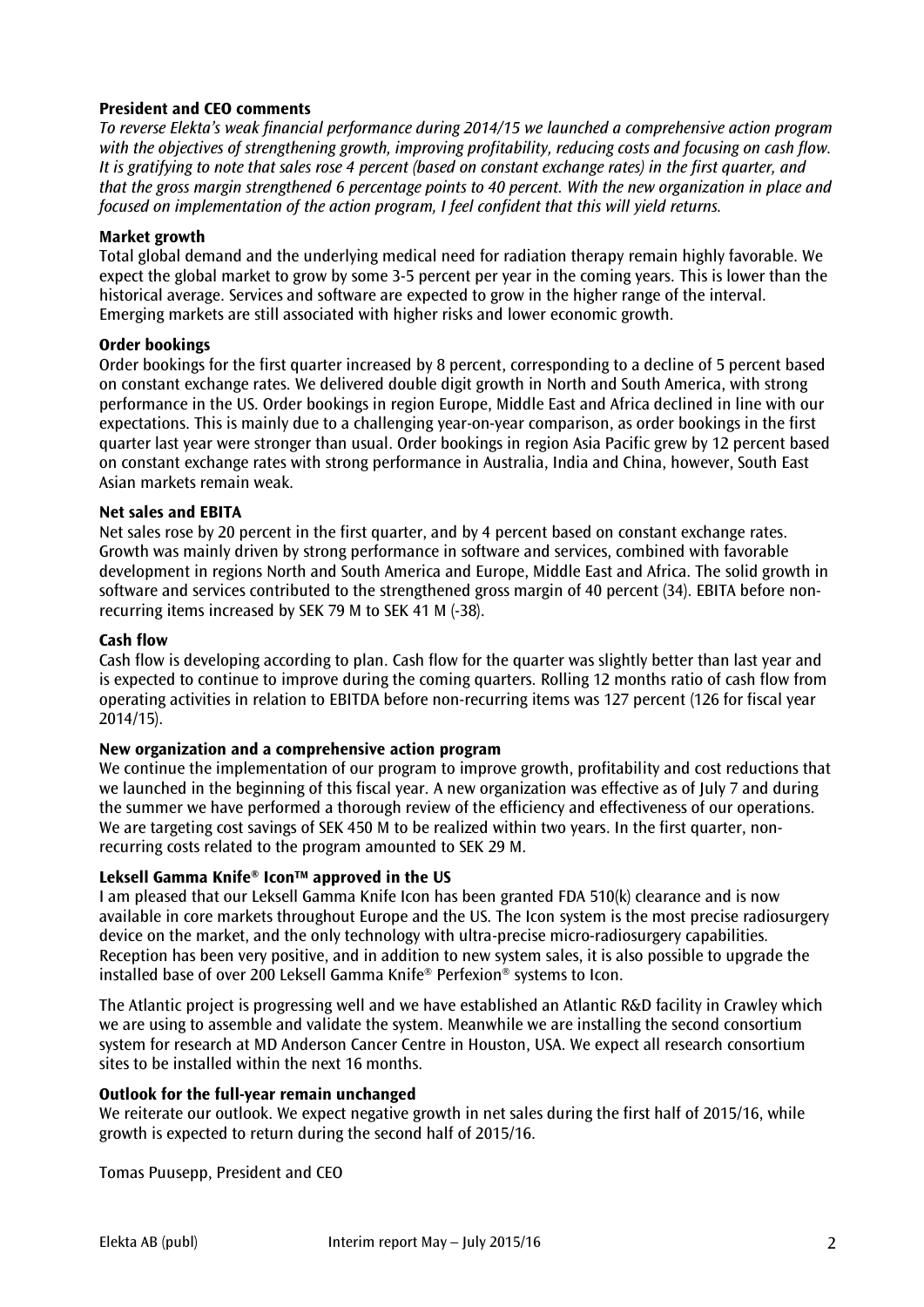## President and CEO comments

*To reverse Elekta's weak financial performance during 2014/15 we launched a comprehensive action program with the objectives of strengthening growth, improving profitability, reducing costs and focusing on cash flow. It is gratifying to note that sales rose 4 percent (based on constant exchange rates) in the first quarter, and that the gross margin strengthened 6 percentage points to 40 percent. With the new organization in place and focused on implementation of the action program, I feel confident that this will yield returns.*

### Market growth

Total global demand and the underlying medical need for radiation therapy remain highly favorable. We expect the global market to grow by some 3-5 percent per year in the coming years. This is lower than the historical average. Services and software are expected to grow in the higher range of the interval. Emerging markets are still associated with higher risks and lower economic growth.

### Order bookings

Order bookings for the first quarter increased by 8 percent, corresponding to a decline of 5 percent based on constant exchange rates. We delivered double digit growth in North and South America, with strong performance in the US. Order bookings in region Europe, Middle East and Africa declined in line with our expectations. This is mainly due to a challenging year-on-year comparison, as order bookings in the first quarter last year were stronger than usual. Order bookings in region Asia Pacific grew by 12 percent based on constant exchange rates with strong performance in Australia, India and China, however, South East Asian markets remain weak.

### Net sales and EBITA

Net sales rose by 20 percent in the first quarter, and by 4 percent based on constant exchange rates. Growth was mainly driven by strong performance in software and services, combined with favorable development in regions North and South America and Europe, Middle East and Africa. The solid growth in software and services contributed to the strengthened gross margin of 40 percent (34). EBITA before non-recurring items increased by SEK 79 M to SEK 41 M (-38).

### Cash flow

Cash flow is developing according to plan. Cash flow for the quarter was slightly better than last year and is expected to continue to improve during the coming quarters. Rolling 12 months ratio of cash flow from operating activities in relation to EBITDA before non-recurring items was 127 percent (126 for fiscal year 2014/15).

### New organization and a comprehensive action program

We continue the implementation of our program to improve growth, profitability and cost reductions that we launched in the beginning of this fiscal year. A new organization was effective as of July 7 and during the summer we have performed a thorough review of the efficiency and effectiveness of our operations. We are targeting cost savings of SEK 450 M to be realized within two years. In the first quarter, non-recurring costs related to the program amounted to SEK 29 M.

### Leksell Gamma Knife® Icon™ approved in the US

I am pleased that our Leksell Gamma Knife Icon has been granted FDA 510(k) clearance and is now available in core markets throughout Europe and the US. The Icon system is the most precise radiosurgery device on the market, and the only technology with ultra-precise micro-radiosurgery capabilities. Reception has been very positive, and in addition to new system sales, it is also possible to upgrade the installed base of over 200 Leksell Gamma Knife® Perfexion® systems to Icon.

The Atlantic project is progressing well and we have established an Atlantic R&D facility in Crawley which we are using to assemble and validate the system. Meanwhile we are installing the second consortium system for research at MD Anderson Cancer Centre in Houston, USA. We expect all research consortium sites to be installed within the next 16 months.

### Outlook for the full-year remain unchanged

We reiterate our outlook. We expect negative growth in net sales during the first half of 2015/16, while growth is expected to return during the second half of 2015/16.

Tomas Puusepp, President and CEO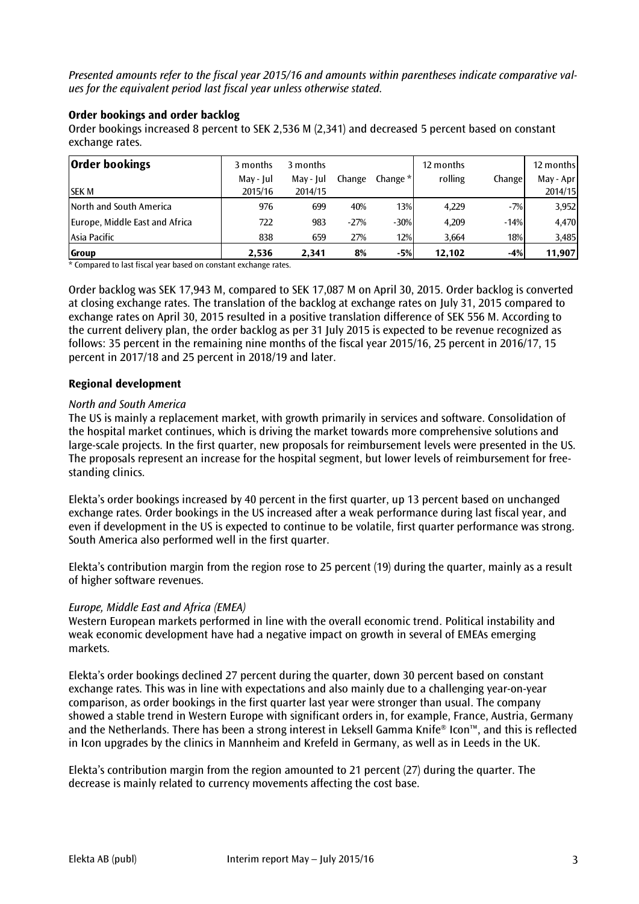*Presented amounts refer to the fiscal year 2015/16 and amounts within parentheses indicate comparative values for the equivalent period last fiscal year unless otherwise stated.*

### Order bookings and order backlog

Order bookings increased 8 percent to SEK 2,536 M (2,341) and decreased 5 percent based on constant exchange rates.

| **Order bookings** | 3 months | 3 months | | | 12 months | | 12 months |
|---|---|---|---|---|---|---|---|
| SEK M | May - Jul 2015/16 | May - Jul 2014/15 | Change | Change * | rolling | Change | May - Apr 2014/15 |
| North and South America | 976 | 699 | 40% | 13% | 4,229 | -7% | 3,952 |
| Europe, Middle East and Africa | 722 | 983 | -27% | -30% | 4,209 | -14% | 4,470 |
| Asia Pacific | 838 | 659 | 27% | 12% | 3,664 | 18% | 3,485 |
| **Group** | **2,536** | **2,341** | **8%** | **-5%** | **12,102** | **-4%** | **11,907** |

\* Compared to last fiscal year based on constant exchange rates.

Order backlog was SEK 17,943 M, compared to SEK 17,087 M on April 30, 2015. Order backlog is converted at closing exchange rates. The translation of the backlog at exchange rates on July 31, 2015 compared to exchange rates on April 30, 2015 resulted in a positive translation difference of SEK 556 M. According to the current delivery plan, the order backlog as per 31 July 2015 is expected to be revenue recognized as follows: 35 percent in the remaining nine months of the fiscal year 2015/16, 25 percent in 2016/17, 15 percent in 2017/18 and 25 percent in 2018/19 and later.

### Regional development

*North and South America*

The US is mainly a replacement market, with growth primarily in services and software. Consolidation of the hospital market continues, which is driving the market towards more comprehensive solutions and large-scale projects. In the first quarter, new proposals for reimbursement levels were presented in the US. The proposals represent an increase for the hospital segment, but lower levels of reimbursement for free-standing clinics.

Elekta's order bookings increased by 40 percent in the first quarter, up 13 percent based on unchanged exchange rates. Order bookings in the US increased after a weak performance during last fiscal year, and even if development in the US is expected to continue to be volatile, first quarter performance was strong. South America also performed well in the first quarter.

Elekta's contribution margin from the region rose to 25 percent (19) during the quarter, mainly as a result of higher software revenues.

*Europe, Middle East and Africa (EMEA)*

Western European markets performed in line with the overall economic trend. Political instability and weak economic development have had a negative impact on growth in several of EMEAs emerging markets.

Elekta's order bookings declined 27 percent during the quarter, down 30 percent based on constant exchange rates. This was in line with expectations and also mainly due to a challenging year-on-year comparison, as order bookings in the first quarter last year were stronger than usual. The company showed a stable trend in Western Europe with significant orders in, for example, France, Austria, Germany and the Netherlands. There has been a strong interest in Leksell Gamma Knife® Icon™, and this is reflected in Icon upgrades by the clinics in Mannheim and Krefeld in Germany, as well as in Leeds in the UK.

Elekta's contribution margin from the region amounted to 21 percent (27) during the quarter. The decrease is mainly related to currency movements affecting the cost base.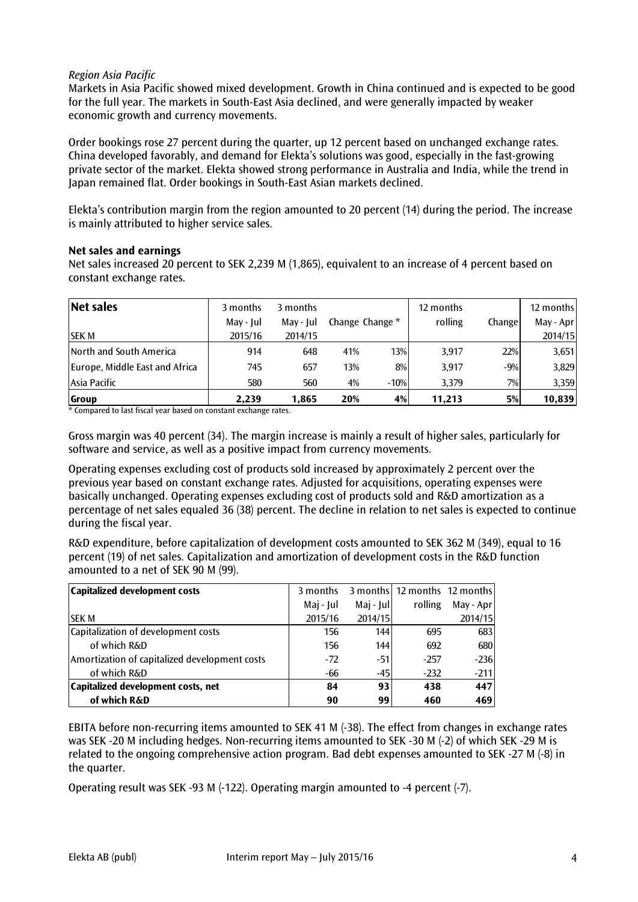*Region Asia Pacific*

Markets in Asia Pacific showed mixed development. Growth in China continued and is expected to be good for the full year. The markets in South-East Asia declined, and were generally impacted by weaker economic growth and currency movements.

Order bookings rose 27 percent during the quarter, up 12 percent based on unchanged exchange rates. China developed favorably, and demand for Elekta's solutions was good, especially in the fast-growing private sector of the market. Elekta showed strong performance in Australia and India, while the trend in Japan remained flat. Order bookings in South-East Asian markets declined.

Elekta's contribution margin from the region amounted to 20 percent (14) during the period. The increase is mainly attributed to higher service sales.

**Net sales and earnings**

Net sales increased 20 percent to SEK 2,239 M (1,865), equivalent to an increase of 4 percent based on constant exchange rates.

| **Net sales** | 3 months | 3 months | | | 12 months | | 12 months |
|---|---|---|---|---|---|---|---|
| | May - Jul | May - Jul | Change | Change * | rolling | Change | May - Apr |
| SEK M | 2015/16 | 2014/15 | | | | | 2014/15 |
| North and South America | 914 | 648 | 41% | 13% | 3,917 | 22% | 3,651 |
| Europe, Middle East and Africa | 745 | 657 | 13% | 8% | 3,917 | -9% | 3,829 |
| Asia Pacific | 580 | 560 | 4% | -10% | 3,379 | 7% | 3,359 |
| **Group** | **2,239** | **1,865** | **20%** | **4%** | **11,213** | **5%** | **10,839** |

\* Compared to last fiscal year based on constant exchange rates.

Gross margin was 40 percent (34). The margin increase is mainly a result of higher sales, particularly for software and service, as well as a positive impact from currency movements.

Operating expenses excluding cost of products sold increased by approximately 2 percent over the previous year based on constant exchange rates. Adjusted for acquisitions, operating expenses were basically unchanged. Operating expenses excluding cost of products sold and R&D amortization as a percentage of net sales equaled 36 (38) percent. The decline in relation to net sales is expected to continue during the fiscal year.

R&D expenditure, before capitalization of development costs amounted to SEK 362 M (349), equal to 16 percent (19) of net sales. Capitalization and amortization of development costs in the R&D function amounted to a net of SEK 90 M (99).

| **Capitalized development costs** | 3 months | 3 months | 12 months | 12 months |
|---|---|---|---|---|
| | Maj - Jul | Maj - Jul | rolling | May - Apr |
| SEK M | 2015/16 | 2014/15 | | 2014/15 |
| Capitalization of development costs | 156 | 144 | 695 | 683 |
| of which R&D | 156 | 144 | 692 | 680 |
| Amortization of capitalized development costs | -72 | -51 | -257 | -236 |
| of which R&D | -66 | -45 | -232 | -211 |
| **Capitalized development costs, net** | **84** | **93** | **438** | **447** |
| **of which R&D** | **90** | **99** | **460** | **469** |

EBITA before non-recurring items amounted to SEK 41 M (-38). The effect from changes in exchange rates was SEK -20 M including hedges. Non-recurring items amounted to SEK -30 M (-2) of which SEK -29 M is related to the ongoing comprehensive action program. Bad debt expenses amounted to SEK -27 M (-8) in the quarter.

Operating result was SEK -93 M (-122). Operating margin amounted to -4 percent (-7).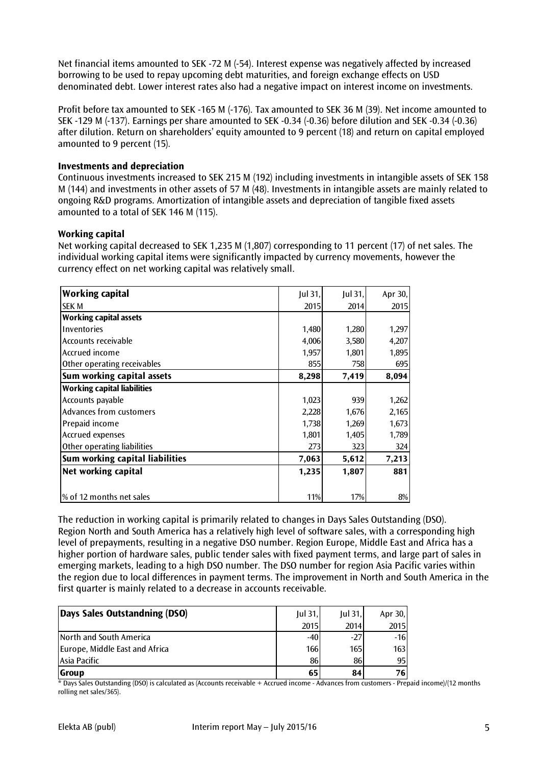Net financial items amounted to SEK -72 M (-54). Interest expense was negatively affected by increased borrowing to be used to repay upcoming debt maturities, and foreign exchange effects on USD denominated debt. Lower interest rates also had a negative impact on interest income on investments.

Profit before tax amounted to SEK -165 M (-176). Tax amounted to SEK 36 M (39). Net income amounted to SEK -129 M (-137). Earnings per share amounted to SEK -0.34 (-0.36) before dilution and SEK -0.34 (-0.36) after dilution. Return on shareholders' equity amounted to 9 percent (18) and return on capital employed amounted to 9 percent (15).

### Investments and depreciation

Continuous investments increased to SEK 215 M (192) including investments in intangible assets of SEK 158 M (144) and investments in other assets of 57 M (48). Investments in intangible assets are mainly related to ongoing R&D programs. Amortization of intangible assets and depreciation of tangible fixed assets amounted to a total of SEK 146 M (115).

### Working capital

Net working capital decreased to SEK 1,235 M (1,807) corresponding to 11 percent (17) of net sales. The individual working capital items were significantly impacted by currency movements, however the currency effect on net working capital was relatively small.

| **Working capital**<br>SEK M | Jul 31,<br>2015 | Jul 31,<br>2014 | Apr 30,<br>2015 |
|---|---|---|---|
| **Working capital assets** | | | |
| Inventories | 1,480 | 1,280 | 1,297 |
| Accounts receivable | 4,006 | 3,580 | 4,207 |
| Accrued income | 1,957 | 1,801 | 1,895 |
| Other operating receivables | 855 | 758 | 695 |
| **Sum working capital assets** | **8,298** | **7,419** | **8,094** |
| **Working capital liabilities** | | | |
| Accounts payable | 1,023 | 939 | 1,262 |
| Advances from customers | 2,228 | 1,676 | 2,165 |
| Prepaid income | 1,738 | 1,269 | 1,673 |
| Accrued expenses | 1,801 | 1,405 | 1,789 |
| Other operating liabilities | 273 | 323 | 324 |
| **Sum working capital liabilities** | **7,063** | **5,612** | **7,213** |
| **Net working capital** | **1,235** | **1,807** | **881** |
| % of 12 months net sales | 11% | 17% | 8% |

The reduction in working capital is primarily related to changes in Days Sales Outstanding (DSO). Region North and South America has a relatively high level of software sales, with a corresponding high level of prepayments, resulting in a negative DSO number. Region Europe, Middle East and Africa has a higher portion of hardware sales, public tender sales with fixed payment terms, and large part of sales in emerging markets, leading to a high DSO number. The DSO number for region Asia Pacific varies within the region due to local differences in payment terms. The improvement in North and South America in the first quarter is mainly related to a decrease in accounts receivable.

| **Days Sales Outstandning (DSO)** | Jul 31,<br>2015 | Jul 31,<br>2014 | Apr 30,<br>2015 |
|---|---|---|---|
| North and South America | -40 | -27 | -16 |
| Europe, Middle East and Africa | 166 | 165 | 163 |
| Asia Pacific | 86 | 86 | 95 |
| **Group** | **65** | **84** | **76** |

* Days Sales Outstanding (DSO) is calculated as (Accounts receivable + Accrued income - Advances from customers - Prepaid income)/(12 months rolling net sales/365).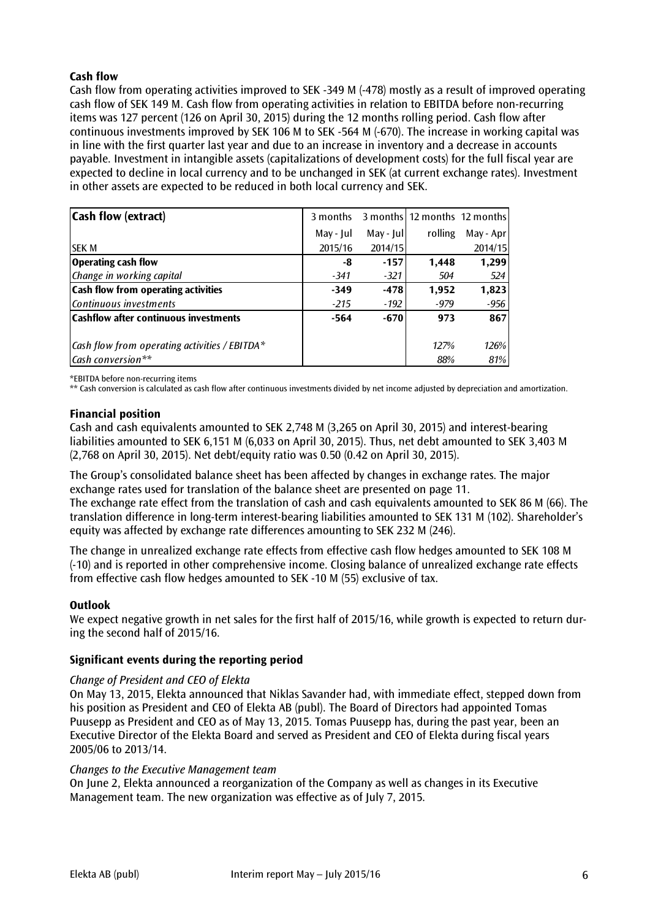**Cash flow**

Cash flow from operating activities improved to SEK -349 M (-478) mostly as a result of improved operating cash flow of SEK 149 M. Cash flow from operating activities in relation to EBITDA before non-recurring items was 127 percent (126 on April 30, 2015) during the 12 months rolling period. Cash flow after continuous investments improved by SEK 106 M to SEK -564 M (-670). The increase in working capital was in line with the first quarter last year and due to an increase in inventory and a decrease in accounts payable. Investment in intangible assets (capitalizations of development costs) for the full fiscal year are expected to decline in local currency and to be unchanged in SEK (at current exchange rates). Investment in other assets are expected to be reduced in both local currency and SEK.

| **Cash flow (extract)** | 3 months | 3 months | 12 months | 12 months |
|---|---|---|---|---|
| | May - Jul | May - Jul | rolling | May - Apr |
| SEK M | 2015/16 | 2014/15 | | 2014/15 |
| **Operating cash flow** | **-8** | **-157** | **1,448** | **1,299** |
| *Change in working capital* | *-341* | *-321* | *504* | *524* |
| **Cash flow from operating activities** | **-349** | **-478** | **1,952** | **1,823** |
| *Continuous investments* | *-215* | *-192* | *-979* | *-956* |
| **Cashflow after continuous investments** | **-564** | **-670** | **973** | **867** |
| *Cash flow from operating activities / EBITDA** | | | *127%* | *126%* |
| *Cash conversion*** | | | *88%* | *81%* |

*EBITDA before non-recurring items

** Cash conversion is calculated as cash flow after continuous investments divided by net income adjusted by depreciation and amortization.

**Financial position**

Cash and cash equivalents amounted to SEK 2,748 M (3,265 on April 30, 2015) and interest-bearing liabilities amounted to SEK 6,151 M (6,033 on April 30, 2015). Thus, net debt amounted to SEK 3,403 M (2,768 on April 30, 2015). Net debt/equity ratio was 0.50 (0.42 on April 30, 2015).

The Group's consolidated balance sheet has been affected by changes in exchange rates. The major exchange rates used for translation of the balance sheet are presented on page 11.
The exchange rate effect from the translation of cash and cash equivalents amounted to SEK 86 M (66). The translation difference in long-term interest-bearing liabilities amounted to SEK 131 M (102). Shareholder's equity was affected by exchange rate differences amounting to SEK 232 M (246).

The change in unrealized exchange rate effects from effective cash flow hedges amounted to SEK 108 M (-10) and is reported in other comprehensive income. Closing balance of unrealized exchange rate effects from effective cash flow hedges amounted to SEK -10 M (55) exclusive of tax.

**Outlook**

We expect negative growth in net sales for the first half of 2015/16, while growth is expected to return during the second half of 2015/16.

**Significant events during the reporting period**

*Change of President and CEO of Elekta*

On May 13, 2015, Elekta announced that Niklas Savander had, with immediate effect, stepped down from his position as President and CEO of Elekta AB (publ). The Board of Directors had appointed Tomas Puusepp as President and CEO as of May 13, 2015. Tomas Puusepp has, during the past year, been an Executive Director of the Elekta Board and served as President and CEO of Elekta during fiscal years 2005/06 to 2013/14.

*Changes to the Executive Management team*

On June 2, Elekta announced a reorganization of the Company as well as changes in its Executive Management team. The new organization was effective as of July 7, 2015.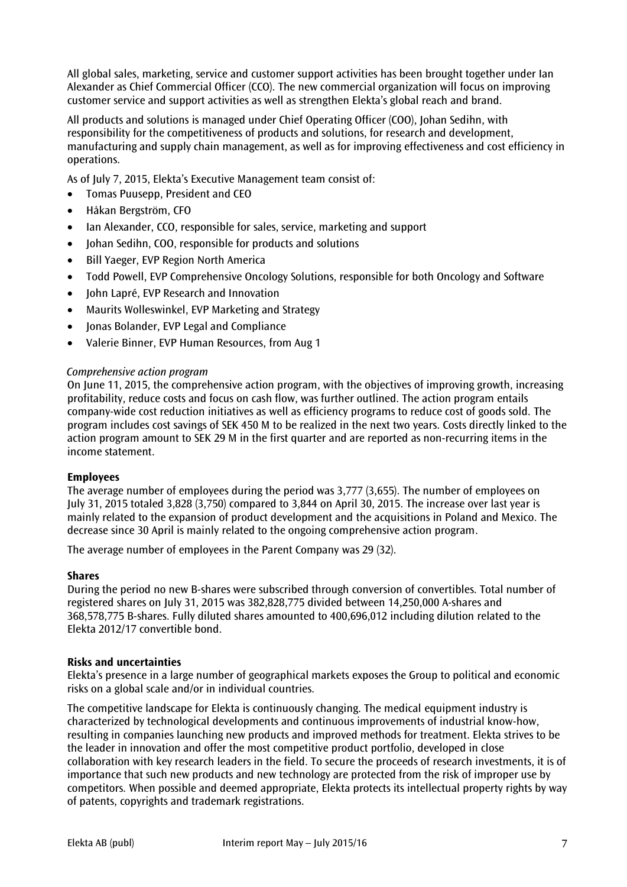All global sales, marketing, service and customer support activities has been brought together under Ian Alexander as Chief Commercial Officer (CCO). The new commercial organization will focus on improving customer service and support activities as well as strengthen Elekta's global reach and brand.

All products and solutions is managed under Chief Operating Officer (COO), Johan Sedihn, with responsibility for the competitiveness of products and solutions, for research and development, manufacturing and supply chain management, as well as for improving effectiveness and cost efficiency in operations.

As of July 7, 2015, Elekta's Executive Management team consist of:

- Tomas Puusepp, President and CEO
- Håkan Bergström, CFO
- Ian Alexander, CCO, responsible for sales, service, marketing and support
- Johan Sedihn, COO, responsible for products and solutions
- Bill Yaeger, EVP Region North America
- Todd Powell, EVP Comprehensive Oncology Solutions, responsible for both Oncology and Software
- John Lapré, EVP Research and Innovation
- Maurits Wolleswinkel, EVP Marketing and Strategy
- Jonas Bolander, EVP Legal and Compliance
- Valerie Binner, EVP Human Resources, from Aug 1

*Comprehensive action program*

On June 11, 2015, the comprehensive action program, with the objectives of improving growth, increasing profitability, reduce costs and focus on cash flow, was further outlined. The action program entails company-wide cost reduction initiatives as well as efficiency programs to reduce cost of goods sold. The program includes cost savings of SEK 450 M to be realized in the next two years. Costs directly linked to the action program amount to SEK 29 M in the first quarter and are reported as non-recurring items in the income statement.

**Employees**

The average number of employees during the period was 3,777 (3,655). The number of employees on July 31, 2015 totaled 3,828 (3,750) compared to 3,844 on April 30, 2015. The increase over last year is mainly related to the expansion of product development and the acquisitions in Poland and Mexico. The decrease since 30 April is mainly related to the ongoing comprehensive action program.

The average number of employees in the Parent Company was 29 (32).

**Shares**

During the period no new B-shares were subscribed through conversion of convertibles. Total number of registered shares on July 31, 2015 was 382,828,775 divided between 14,250,000 A-shares and 368,578,775 B-shares. Fully diluted shares amounted to 400,696,012 including dilution related to the Elekta 2012/17 convertible bond.

**Risks and uncertainties**

Elekta's presence in a large number of geographical markets exposes the Group to political and economic risks on a global scale and/or in individual countries.

The competitive landscape for Elekta is continuously changing. The medical equipment industry is characterized by technological developments and continuous improvements of industrial know-how, resulting in companies launching new products and improved methods for treatment. Elekta strives to be the leader in innovation and offer the most competitive product portfolio, developed in close collaboration with key research leaders in the field. To secure the proceeds of research investments, it is of importance that such new products and new technology are protected from the risk of improper use by competitors. When possible and deemed appropriate, Elekta protects its intellectual property rights by way of patents, copyrights and trademark registrations.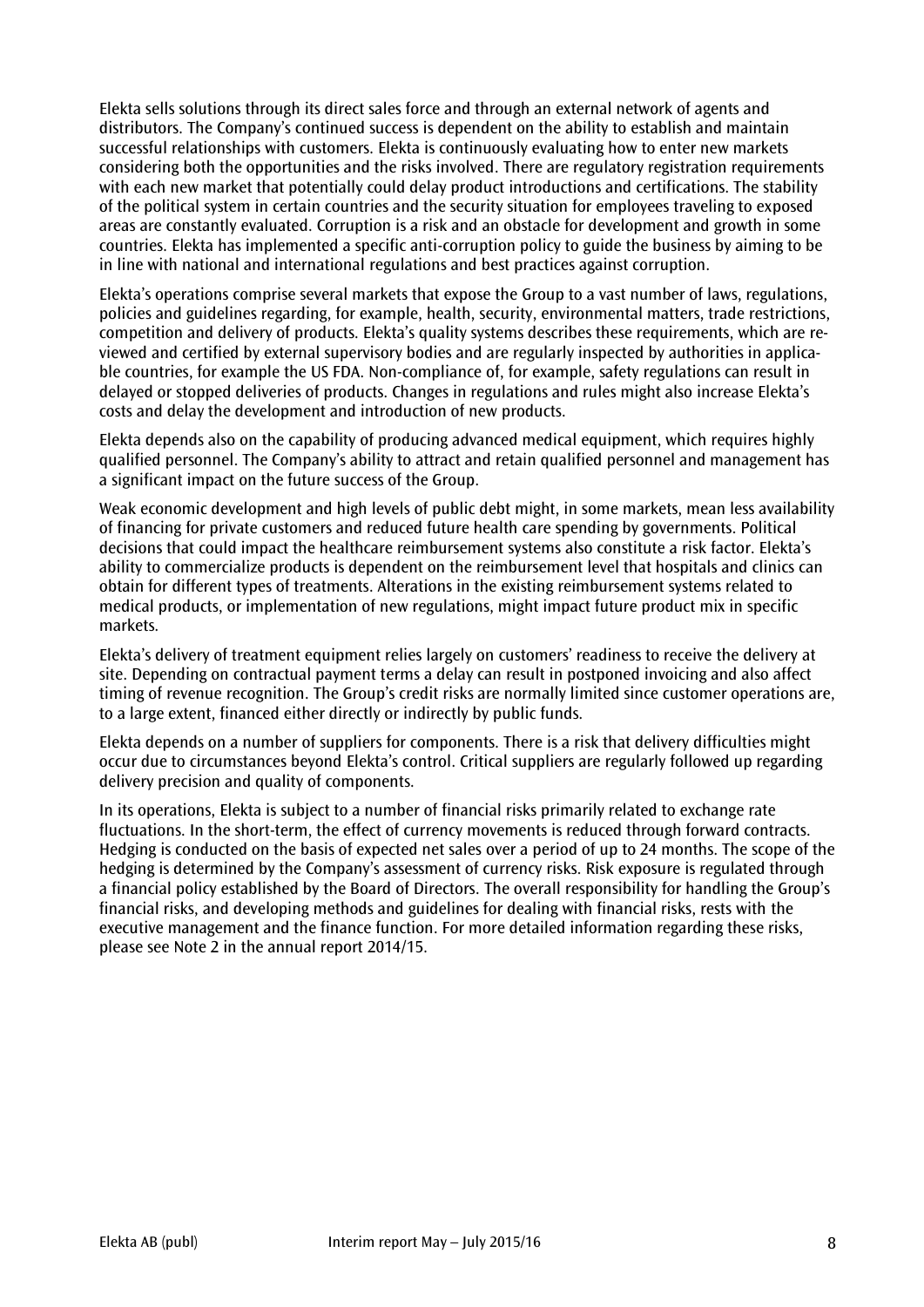Elekta sells solutions through its direct sales force and through an external network of agents and distributors. The Company's continued success is dependent on the ability to establish and maintain successful relationships with customers. Elekta is continuously evaluating how to enter new markets considering both the opportunities and the risks involved. There are regulatory registration requirements with each new market that potentially could delay product introductions and certifications. The stability of the political system in certain countries and the security situation for employees traveling to exposed areas are constantly evaluated. Corruption is a risk and an obstacle for development and growth in some countries. Elekta has implemented a specific anti-corruption policy to guide the business by aiming to be in line with national and international regulations and best practices against corruption.

Elekta's operations comprise several markets that expose the Group to a vast number of laws, regulations, policies and guidelines regarding, for example, health, security, environmental matters, trade restrictions, competition and delivery of products. Elekta's quality systems describes these requirements, which are reviewed and certified by external supervisory bodies and are regularly inspected by authorities in applicable countries, for example the US FDA. Non-compliance of, for example, safety regulations can result in delayed or stopped deliveries of products. Changes in regulations and rules might also increase Elekta's costs and delay the development and introduction of new products.

Elekta depends also on the capability of producing advanced medical equipment, which requires highly qualified personnel. The Company's ability to attract and retain qualified personnel and management has a significant impact on the future success of the Group.

Weak economic development and high levels of public debt might, in some markets, mean less availability of financing for private customers and reduced future health care spending by governments. Political decisions that could impact the healthcare reimbursement systems also constitute a risk factor. Elekta's ability to commercialize products is dependent on the reimbursement level that hospitals and clinics can obtain for different types of treatments. Alterations in the existing reimbursement systems related to medical products, or implementation of new regulations, might impact future product mix in specific markets.

Elekta's delivery of treatment equipment relies largely on customers' readiness to receive the delivery at site. Depending on contractual payment terms a delay can result in postponed invoicing and also affect timing of revenue recognition. The Group's credit risks are normally limited since customer operations are, to a large extent, financed either directly or indirectly by public funds.

Elekta depends on a number of suppliers for components. There is a risk that delivery difficulties might occur due to circumstances beyond Elekta's control. Critical suppliers are regularly followed up regarding delivery precision and quality of components.

In its operations, Elekta is subject to a number of financial risks primarily related to exchange rate fluctuations. In the short-term, the effect of currency movements is reduced through forward contracts. Hedging is conducted on the basis of expected net sales over a period of up to 24 months. The scope of the hedging is determined by the Company's assessment of currency risks. Risk exposure is regulated through a financial policy established by the Board of Directors. The overall responsibility for handling the Group's financial risks, and developing methods and guidelines for dealing with financial risks, rests with the executive management and the finance function. For more detailed information regarding these risks, please see Note 2 in the annual report 2014/15.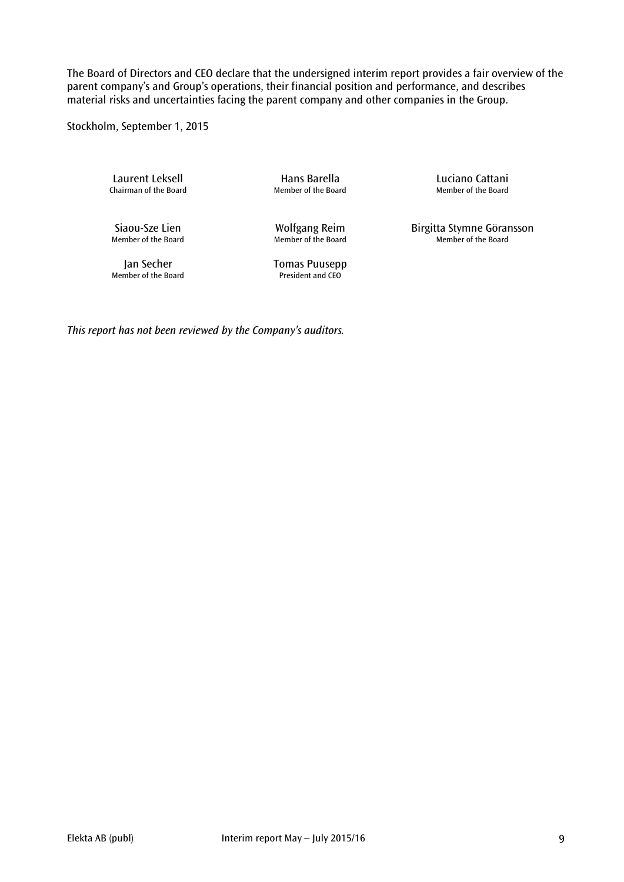The Board of Directors and CEO declare that the undersigned interim report provides a fair overview of the parent company's and Group's operations, their financial position and performance, and describes material risks and uncertainties facing the parent company and other companies in the Group.

Stockholm, September 1, 2015

| | | |
|---|---|---|
| Laurent Leksell<br>Chairman of the Board | Hans Barella<br>Member of the Board | Luciano Cattani<br>Member of the Board |
| Siaou-Sze Lien<br>Member of the Board | Wolfgang Reim<br>Member of the Board | Birgitta Stymne Göransson<br>Member of the Board |
| Jan Secher<br>Member of the Board | Tomas Puusepp<br>President and CEO | |

*This report has not been reviewed by the Company's auditors.*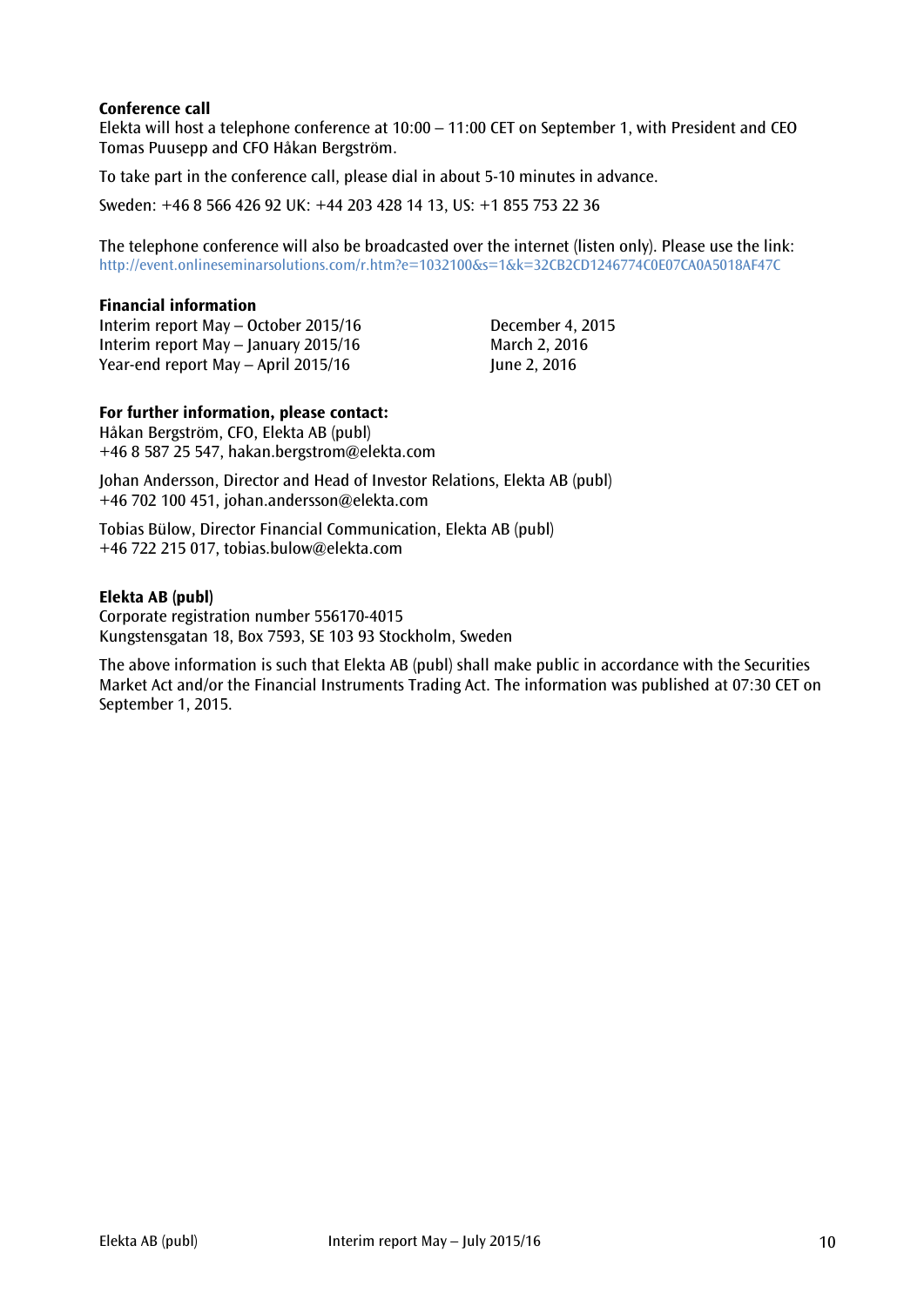**Conference call**

Elekta will host a telephone conference at 10:00 – 11:00 CET on September 1, with President and CEO Tomas Puusepp and CFO Håkan Bergström.

To take part in the conference call, please dial in about 5-10 minutes in advance.

Sweden: +46 8 566 426 92 UK: +44 203 428 14 13, US: +1 855 753 22 36

The telephone conference will also be broadcasted over the internet (listen only). Please use the link: http://event.onlineseminarsolutions.com/r.htm?e=1032100&s=1&k=32CB2CD1246774C0E07CA0A5018AF47C

**Financial information**

| | |
|---|---|
| Interim report May – October 2015/16 | December 4, 2015 |
| Interim report May – January 2015/16 | March 2, 2016 |
| Year-end report May – April 2015/16 | June 2, 2016 |

**For further information, please contact:**

Håkan Bergström, CFO, Elekta AB (publ)
+46 8 587 25 547, hakan.bergstrom@elekta.com

Johan Andersson, Director and Head of Investor Relations, Elekta AB (publ)
+46 702 100 451, johan.andersson@elekta.com

Tobias Bülow, Director Financial Communication, Elekta AB (publ)
+46 722 215 017, tobias.bulow@elekta.com

**Elekta AB (publ)**

Corporate registration number 556170-4015
Kungstensgatan 18, Box 7593, SE 103 93 Stockholm, Sweden

The above information is such that Elekta AB (publ) shall make public in accordance with the Securities Market Act and/or the Financial Instruments Trading Act. The information was published at 07:30 CET on September 1, 2015.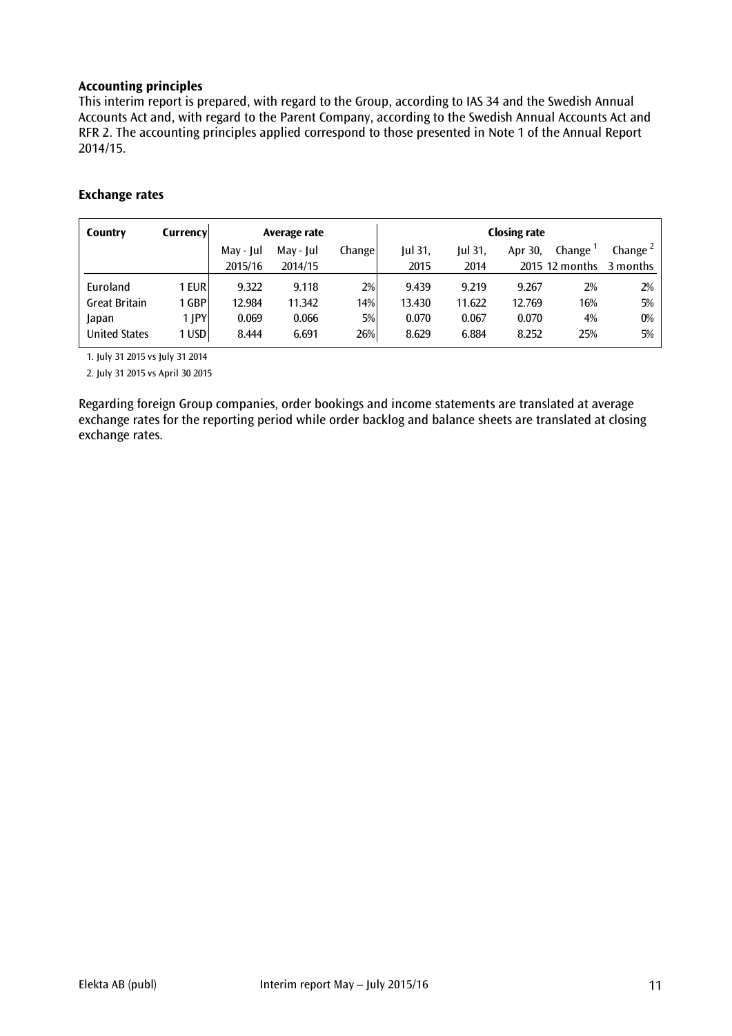**Accounting principles**

This interim report is prepared, with regard to the Group, according to IAS 34 and the Swedish Annual Accounts Act and, with regard to the Parent Company, according to the Swedish Annual Accounts Act and RFR 2. The accounting principles applied correspond to those presented in Note 1 of the Annual Report 2014/15.

**Exchange rates**

| Country | Currency | Average rate | | | Closing rate | | | | |
|---|---|---|---|---|---|---|---|---|---|
| | | May - Jul 2015/16 | May - Jul 2014/15 | Change | Jul 31, 2015 | Jul 31, 2014 | Apr 30, 2015 | Change [1] 12 months | Change [2] 3 months |
| Euroland | 1 EUR | 9.322 | 9.118 | 2% | 9.439 | 9.219 | 9.267 | 2% | 2% |
| Great Britain | 1 GBP | 12.984 | 11.342 | 14% | 13.430 | 11.622 | 12.769 | 16% | 5% |
| Japan | 1 JPY | 0.069 | 0.066 | 5% | 0.070 | 0.067 | 0.070 | 4% | 0% |
| United States | 1 USD | 8.444 | 6.691 | 26% | 8.629 | 6.884 | 8.252 | 25% | 5% |

1. July 31 2015 vs July 31 2014

2. July 31 2015 vs April 30 2015

Regarding foreign Group companies, order bookings and income statements are translated at average exchange rates for the reporting period while order backlog and balance sheets are translated at closing exchange rates.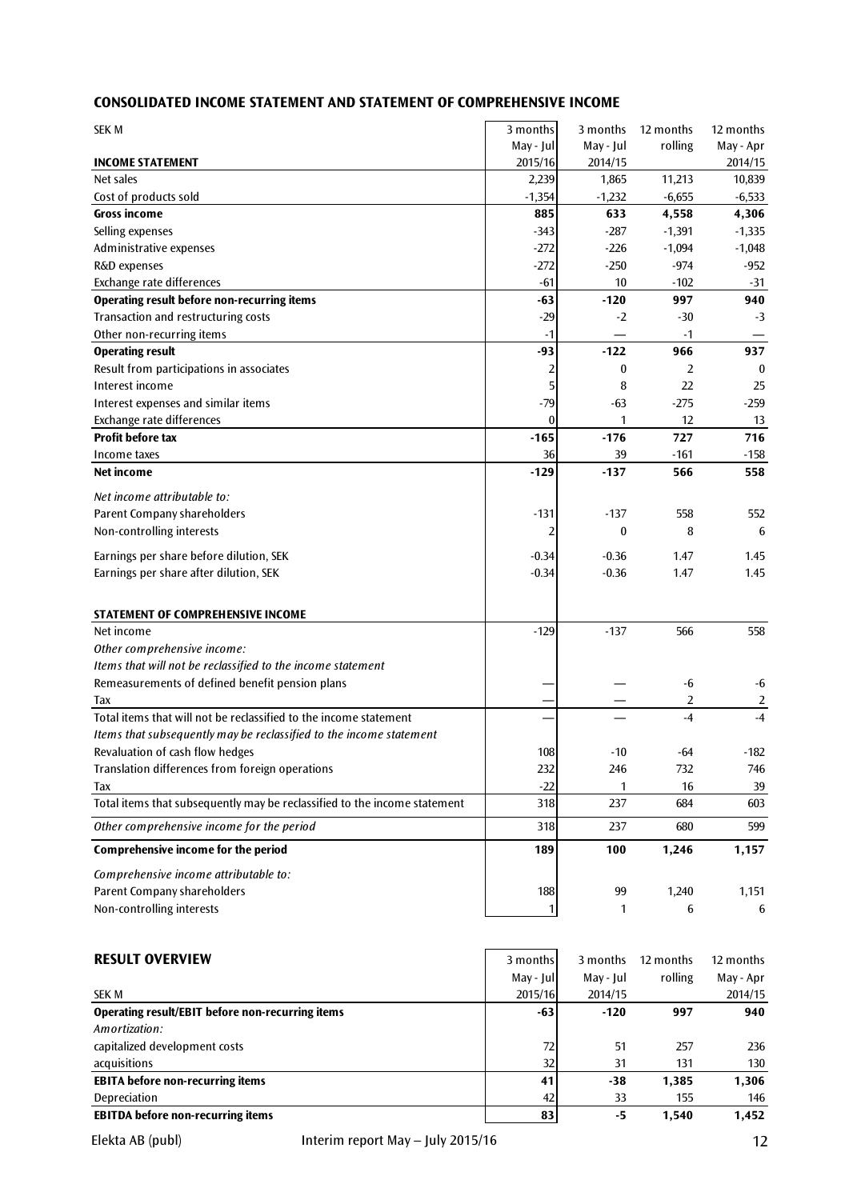## CONSOLIDATED INCOME STATEMENT AND STATEMENT OF COMPREHENSIVE INCOME

| SEK M | 3 months May - Jul 2015/16 | 3 months May - Jul 2014/15 | 12 months rolling | 12 months May - Apr 2014/15 |
|---|---|---|---|---|
| **INCOME STATEMENT** | | | | |
| Net sales | 2,239 | 1,865 | 11,213 | 10,839 |
| Cost of products sold | -1,354 | -1,232 | -6,655 | -6,533 |
| **Gross income** | **885** | **633** | **4,558** | **4,306** |
| Selling expenses | -343 | -287 | -1,391 | -1,335 |
| Administrative expenses | -272 | -226 | -1,094 | -1,048 |
| R&D expenses | -272 | -250 | -974 | -952 |
| Exchange rate differences | -61 | 10 | -102 | -31 |
| **Operating result before non-recurring items** | **-63** | **-120** | **997** | **940** |
| Transaction and restructuring costs | -29 | -2 | -30 | -3 |
| Other non-recurring items | -1 | — | -1 | — |
| **Operating result** | **-93** | **-122** | **966** | **937** |
| Result from participations in associates | 2 | 0 | 2 | 0 |
| Interest income | 5 | 8 | 22 | 25 |
| Interest expenses and similar items | -79 | -63 | -275 | -259 |
| Exchange rate differences | 0 | 1 | 12 | 13 |
| **Profit before tax** | **-165** | **-176** | **727** | **716** |
| Income taxes | 36 | 39 | -161 | -158 |
| **Net income** | **-129** | **-137** | **566** | **558** |
| *Net income attributable to:* | | | | |
| Parent Company shareholders | -131 | -137 | 558 | 552 |
| Non-controlling interests | 2 | 0 | 8 | 6 |
| Earnings per share before dilution, SEK | -0.34 | -0.36 | 1.47 | 1.45 |
| Earnings per share after dilution, SEK | -0.34 | -0.36 | 1.47 | 1.45 |
| | | | | |
| **STATEMENT OF COMPREHENSIVE INCOME** | | | | |
| Net income | -129 | -137 | 566 | 558 |
| *Other comprehensive income:* | | | | |
| *Items that will not be reclassified to the income statement* | | | | |
| Remeasurements of defined benefit pension plans | — | — | -6 | -6 |
| Tax | — | — | 2 | 2 |
| Total items that will not be reclassified to the income statement | — | — | -4 | -4 |
| *Items that subsequently may be reclassified to the income statement* | | | | |
| Revaluation of cash flow hedges | 108 | -10 | -64 | -182 |
| Translation differences from foreign operations | 232 | 246 | 732 | 746 |
| Tax | -22 | 1 | 16 | 39 |
| Total items that subsequently may be reclassified to the income statement | 318 | 237 | 684 | 603 |
| *Other comprehensive income for the period* | 318 | 237 | 680 | 599 |
| **Comprehensive income for the period** | **189** | **100** | **1,246** | **1,157** |
| *Comprehensive income attributable to:* | | | | |
| Parent Company shareholders | 188 | 99 | 1,240 | 1,151 |
| Non-controlling interests | 1 | 1 | 6 | 6 |

## RESULT OVERVIEW

| SEK M | 3 months May - Jul 2015/16 | 3 months May - Jul 2014/15 | 12 months rolling | 12 months May - Apr 2014/15 |
|---|---|---|---|---|
| **Operating result/EBIT before non-recurring items** | **-63** | **-120** | **997** | **940** |
| *Amortization:* | | | | |
| capitalized development costs | 72 | 51 | 257 | 236 |
| acquisitions | 32 | 31 | 131 | 130 |
| **EBITA before non-recurring items** | **41** | **-38** | **1,385** | **1,306** |
| Depreciation | 42 | 33 | 155 | 146 |
| **EBITDA before non-recurring items** | **83** | **-5** | **1,540** | **1,452** |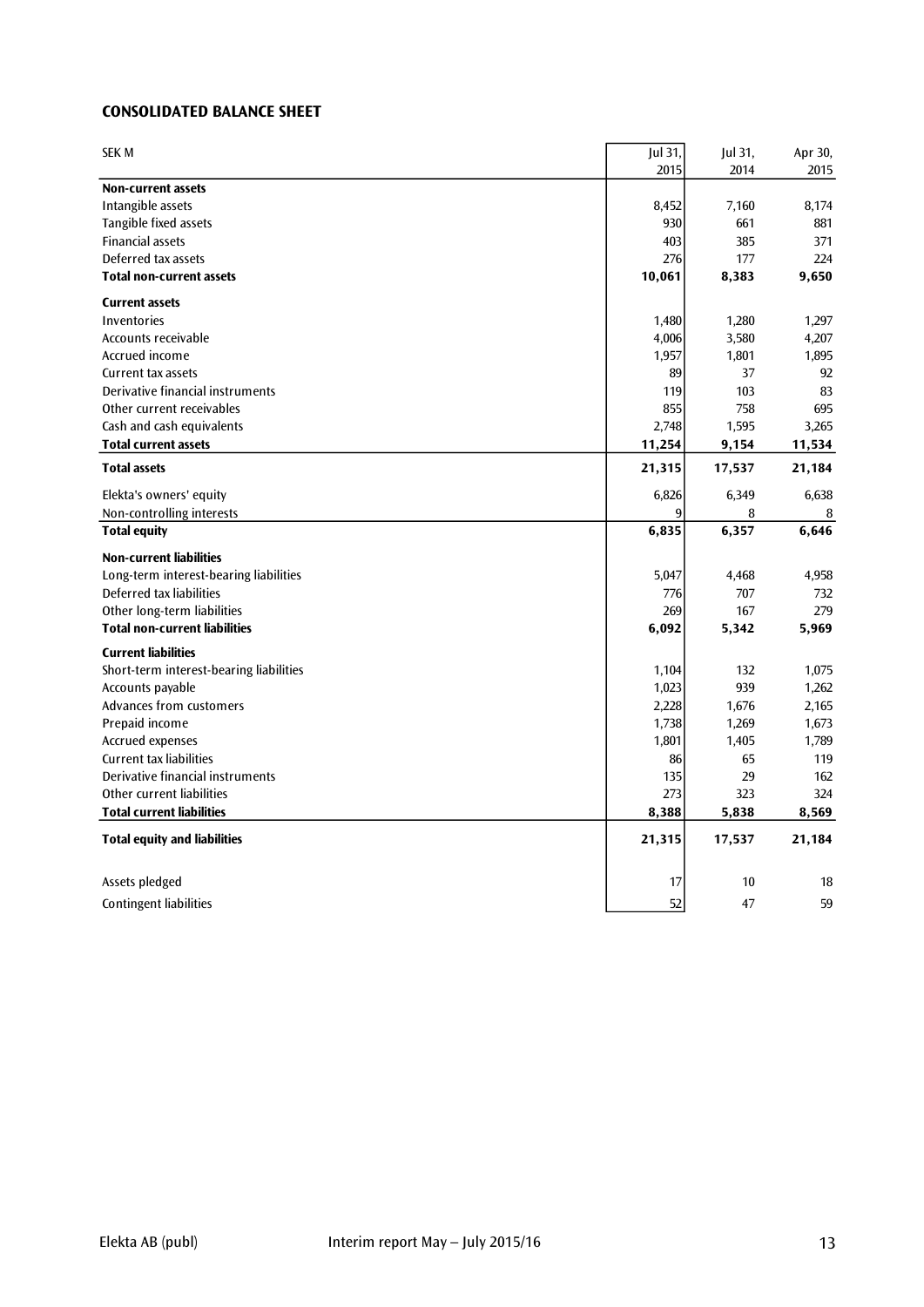## CONSOLIDATED BALANCE SHEET

| SEK M | Jul 31, 2015 | Jul 31, 2014 | Apr 30, 2015 |
|---|---|---|---|
| **Non-current assets** | | | |
| Intangible assets | 8,452 | 7,160 | 8,174 |
| Tangible fixed assets | 930 | 661 | 881 |
| Financial assets | 403 | 385 | 371 |
| Deferred tax assets | 276 | 177 | 224 |
| **Total non-current assets** | **10,061** | **8,383** | **9,650** |
| **Current assets** | | | |
| Inventories | 1,480 | 1,280 | 1,297 |
| Accounts receivable | 4,006 | 3,580 | 4,207 |
| Accrued income | 1,957 | 1,801 | 1,895 |
| Current tax assets | 89 | 37 | 92 |
| Derivative financial instruments | 119 | 103 | 83 |
| Other current receivables | 855 | 758 | 695 |
| Cash and cash equivalents | 2,748 | 1,595 | 3,265 |
| **Total current assets** | **11,254** | **9,154** | **11,534** |
| **Total assets** | **21,315** | **17,537** | **21,184** |
| Elekta's owners' equity | 6,826 | 6,349 | 6,638 |
| Non-controlling interests | 9 | 8 | 8 |
| **Total equity** | **6,835** | **6,357** | **6,646** |
| **Non-current liabilities** | | | |
| Long-term interest-bearing liabilities | 5,047 | 4,468 | 4,958 |
| Deferred tax liabilities | 776 | 707 | 732 |
| Other long-term liabilities | 269 | 167 | 279 |
| **Total non-current liabilities** | **6,092** | **5,342** | **5,969** |
| **Current liabilities** | | | |
| Short-term interest-bearing liabilities | 1,104 | 132 | 1,075 |
| Accounts payable | 1,023 | 939 | 1,262 |
| Advances from customers | 2,228 | 1,676 | 2,165 |
| Prepaid income | 1,738 | 1,269 | 1,673 |
| Accrued expenses | 1,801 | 1,405 | 1,789 |
| Current tax liabilities | 86 | 65 | 119 |
| Derivative financial instruments | 135 | 29 | 162 |
| Other current liabilities | 273 | 323 | 324 |
| **Total current liabilities** | **8,388** | **5,838** | **8,569** |
| **Total equity and liabilities** | **21,315** | **17,537** | **21,184** |
| Assets pledged | 17 | 10 | 18 |
| Contingent liabilities | 52 | 47 | 59 |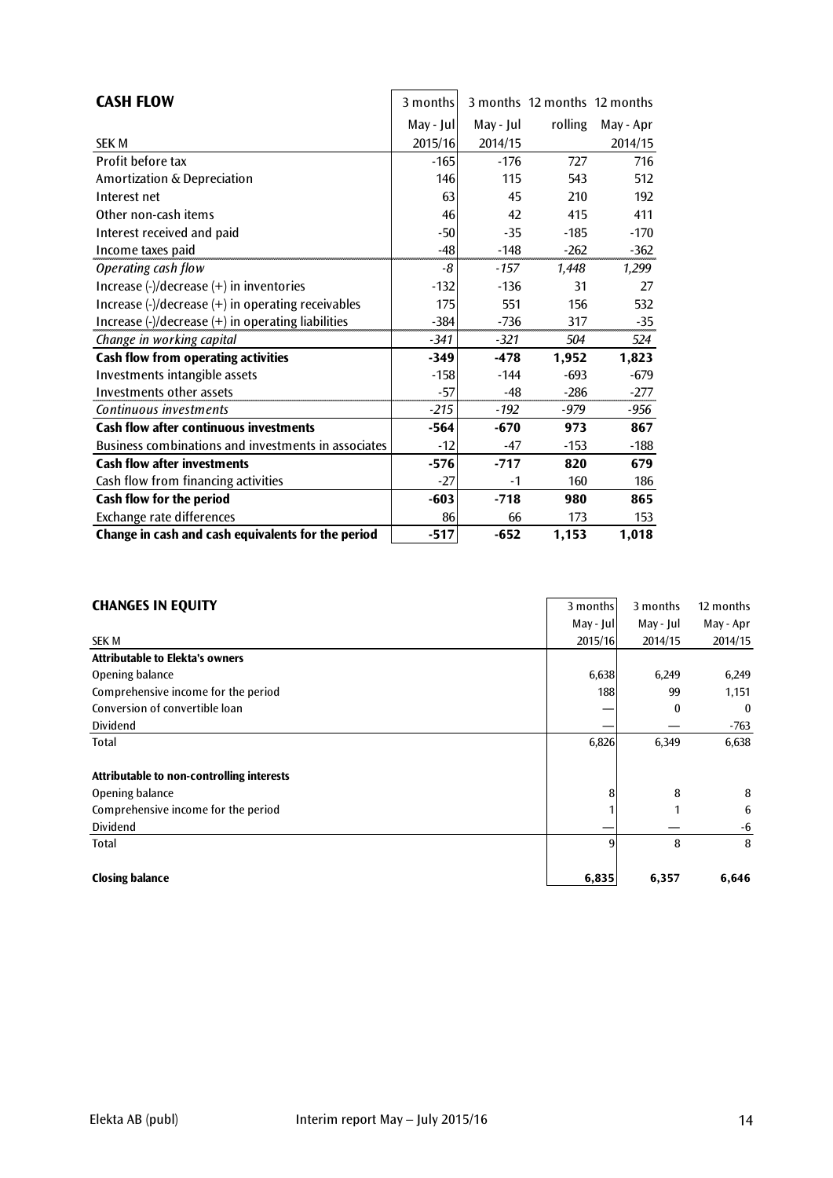## CASH FLOW

| SEK M | 3 months May - Jul 2015/16 | 3 months May - Jul 2014/15 | 12 months rolling | 12 months May - Apr 2014/15 |
|---|---|---|---|---|
| Profit before tax | -165 | -176 | 727 | 716 |
| Amortization & Depreciation | 146 | 115 | 543 | 512 |
| Interest net | 63 | 45 | 210 | 192 |
| Other non-cash items | 46 | 42 | 415 | 411 |
| Interest received and paid | -50 | -35 | -185 | -170 |
| Income taxes paid | -48 | -148 | -262 | -362 |
| *Operating cash flow* | *-8* | *-157* | *1,448* | *1,299* |
| Increase (-)/decrease (+) in inventories | -132 | -136 | 31 | 27 |
| Increase (-)/decrease (+) in operating receivables | 175 | 551 | 156 | 532 |
| Increase (-)/decrease (+) in operating liabilities | -384 | -736 | 317 | -35 |
| *Change in working capital* | *-341* | *-321* | *504* | *524* |
| **Cash flow from operating activities** | **-349** | **-478** | **1,952** | **1,823** |
| Investments intangible assets | -158 | -144 | -693 | -679 |
| Investments other assets | -57 | -48 | -286 | -277 |
| *Continuous investments* | *-215* | *-192* | *-979* | *-956* |
| **Cash flow after continuous investments** | **-564** | **-670** | **973** | **867** |
| Business combinations and investments in associates | -12 | -47 | -153 | -188 |
| **Cash flow after investments** | **-576** | **-717** | **820** | **679** |
| Cash flow from financing activities | -27 | -1 | 160 | 186 |
| **Cash flow for the period** | **-603** | **-718** | **980** | **865** |
| Exchange rate differences | 86 | 66 | 173 | 153 |
| **Change in cash and cash equivalents for the period** | **-517** | **-652** | **1,153** | **1,018** |

## CHANGES IN EQUITY

| SEK M | 3 months May - Jul 2015/16 | 3 months May - Jul 2014/15 | 12 months May - Apr 2014/15 |
|---|---|---|---|
| **Attributable to Elekta's owners** | | | |
| Opening balance | 6,638 | 6,249 | 6,249 |
| Comprehensive income for the period | 188 | 99 | 1,151 |
| Conversion of convertible loan | — | 0 | 0 |
| Dividend | — | — | -763 |
| Total | 6,826 | 6,349 | 6,638 |
| | | | |
| **Attributable to non-controlling interests** | | | |
| Opening balance | 8 | 8 | 8 |
| Comprehensive income for the period | 1 | 1 | 6 |
| Dividend | — | — | -6 |
| Total | 9 | 8 | 8 |
| | | | |
| **Closing balance** | **6,835** | **6,357** | **6,646** |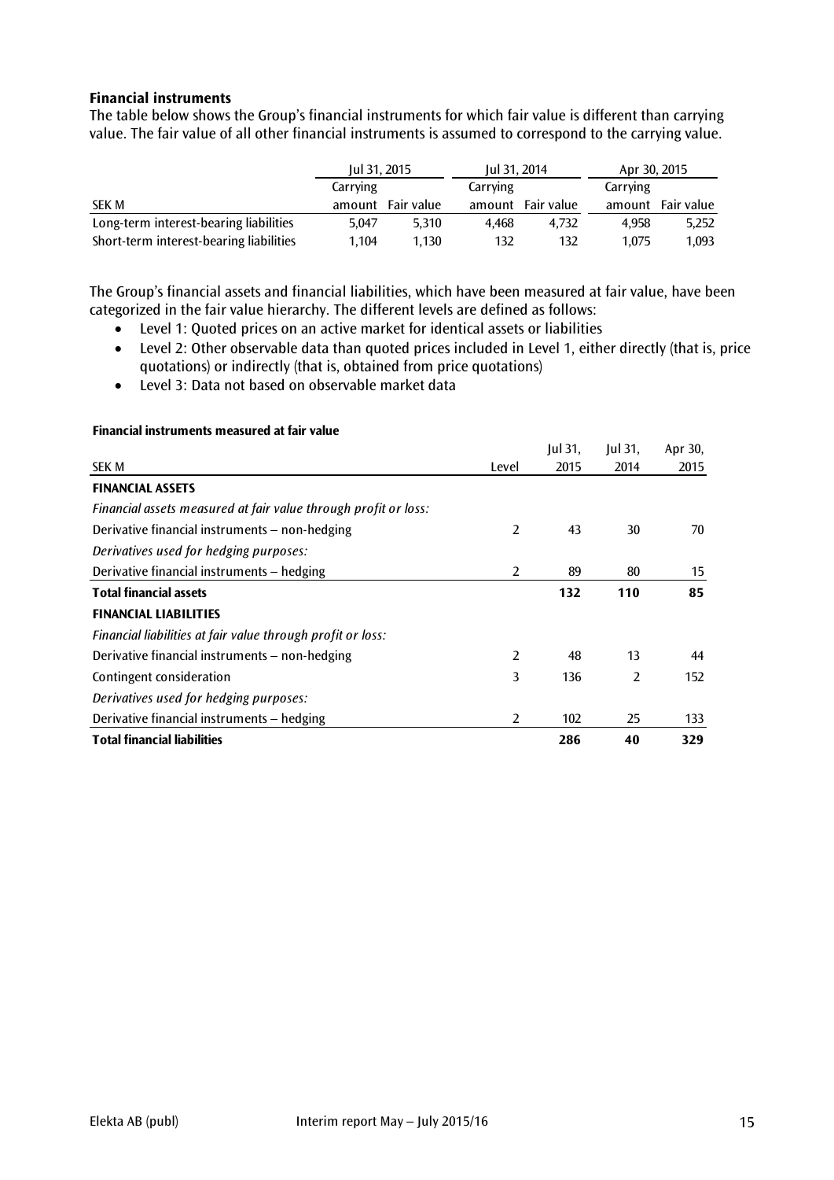### Financial instruments

The table below shows the Group's financial instruments for which fair value is different than carrying value. The fair value of all other financial instruments is assumed to correspond to the carrying value.

| | Jul 31, 2015 | | Jul 31, 2014 | | Apr 30, 2015 | |
|---|---|---|---|---|---|---|
| SEK M | Carrying amount | Fair value | Carrying amount | Fair value | Carrying amount | Fair value |
| Long-term interest-bearing liabilities | 5,047 | 5,310 | 4,468 | 4,732 | 4,958 | 5,252 |
| Short-term interest-bearing liabilities | 1,104 | 1,130 | 132 | 132 | 1,075 | 1,093 |

The Group's financial assets and financial liabilities, which have been measured at fair value, have been categorized in the fair value hierarchy. The different levels are defined as follows:

- Level 1: Quoted prices on an active market for identical assets or liabilities
- Level 2: Other observable data than quoted prices included in Level 1, either directly (that is, price quotations) or indirectly (that is, obtained from price quotations)
- Level 3: Data not based on observable market data

**Financial instruments measured at fair value**

| SEK M | Level | Jul 31, 2015 | Jul 31, 2014 | Apr 30, 2015 |
|---|---|---|---|---|
| **FINANCIAL ASSETS** | | | | |
| *Financial assets measured at fair value through profit or loss:* | | | | |
| Derivative financial instruments – non-hedging | 2 | 43 | 30 | 70 |
| *Derivatives used for hedging purposes:* | | | | |
| Derivative financial instruments – hedging | 2 | 89 | 80 | 15 |
| **Total financial assets** | | **132** | **110** | **85** |
| **FINANCIAL LIABILITIES** | | | | |
| *Financial liabilities at fair value through profit or loss:* | | | | |
| Derivative financial instruments – non-hedging | 2 | 48 | 13 | 44 |
| Contingent consideration | 3 | 136 | 2 | 152 |
| *Derivatives used for hedging purposes:* | | | | |
| Derivative financial instruments – hedging | 2 | 102 | 25 | 133 |
| **Total financial liabilities** | | **286** | **40** | **329** |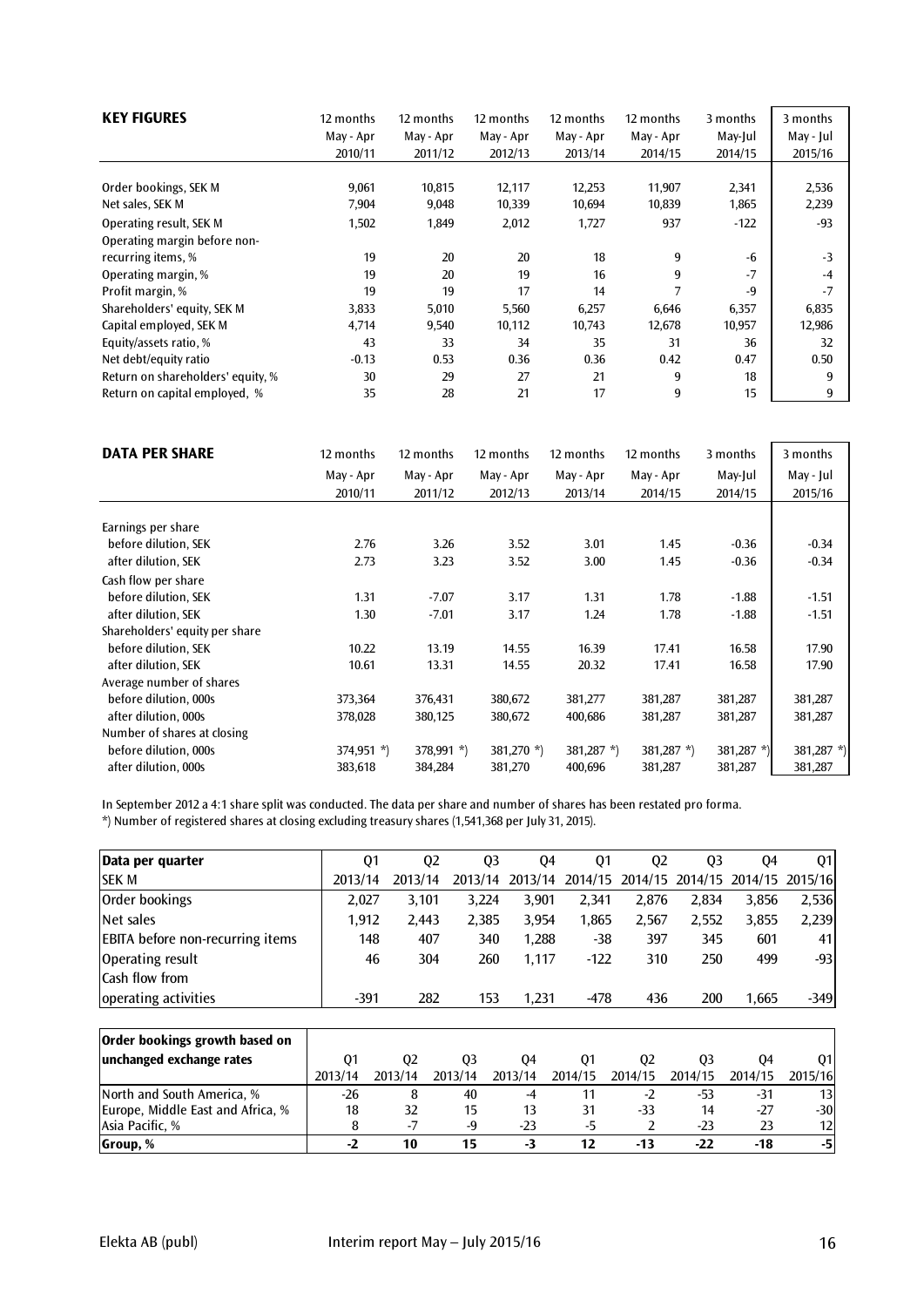**KEY FIGURES**

| | 12 months May - Apr 2010/11 | 12 months May - Apr 2011/12 | 12 months May - Apr 2012/13 | 12 months May - Apr 2013/14 | 12 months May - Apr 2014/15 | 3 months May-Jul 2014/15 | 3 months May - Jul 2015/16 |
|---|---|---|---|---|---|---|---|
| Order bookings, SEK M | 9,061 | 10,815 | 12,117 | 12,253 | 11,907 | 2,341 | 2,536 |
| Net sales, SEK M | 7,904 | 9,048 | 10,339 | 10,694 | 10,839 | 1,865 | 2,239 |
| Operating result, SEK M | 1,502 | 1,849 | 2,012 | 1,727 | 937 | -122 | -93 |
| Operating margin before non-recurring items, % | 19 | 20 | 20 | 18 | 9 | -6 | -3 |
| Operating margin, % | 19 | 20 | 19 | 16 | 9 | -7 | -4 |
| Profit margin, % | 19 | 19 | 17 | 14 | 7 | -9 | -7 |
| Shareholders' equity, SEK M | 3,833 | 5,010 | 5,560 | 6,257 | 6,646 | 6,357 | 6,835 |
| Capital employed, SEK M | 4,714 | 9,540 | 10,112 | 10,743 | 12,678 | 10,957 | 12,986 |
| Equity/assets ratio, % | 43 | 33 | 34 | 35 | 31 | 36 | 32 |
| Net debt/equity ratio | -0.13 | 0.53 | 0.36 | 0.36 | 0.42 | 0.47 | 0.50 |
| Return on shareholders' equity, % | 30 | 29 | 27 | 21 | 9 | 18 | 9 |
| Return on capital employed, % | 35 | 28 | 21 | 17 | 9 | 15 | 9 |

**DATA PER SHARE**

| | 12 months May - Apr 2010/11 | 12 months May - Apr 2011/12 | 12 months May - Apr 2012/13 | 12 months May - Apr 2013/14 | 12 months May - Apr 2014/15 | 3 months May-Jul 2014/15 | 3 months May - Jul 2015/16 |
|---|---|---|---|---|---|---|---|
| Earnings per share | | | | | | | |
| before dilution, SEK | 2.76 | 3.26 | 3.52 | 3.01 | 1.45 | -0.36 | -0.34 |
| after dilution, SEK | 2.73 | 3.23 | 3.52 | 3.00 | 1.45 | -0.36 | -0.34 |
| Cash flow per share | | | | | | | |
| before dilution, SEK | 1.31 | -7.07 | 3.17 | 1.31 | 1.78 | -1.88 | -1.51 |
| after dilution, SEK | 1.30 | -7.01 | 3.17 | 1.24 | 1.78 | -1.88 | -1.51 |
| Shareholders' equity per share | | | | | | | |
| before dilution, SEK | 10.22 | 13.19 | 14.55 | 16.39 | 17.41 | 16.58 | 17.90 |
| after dilution, SEK | 10.61 | 13.31 | 14.55 | 20.32 | 17.41 | 16.58 | 17.90 |
| Average number of shares | | | | | | | |
| before dilution, 000s | 373,364 | 376,431 | 380,672 | 381,277 | 381,287 | 381,287 | 381,287 |
| after dilution, 000s | 378,028 | 380,125 | 380,672 | 400,686 | 381,287 | 381,287 | 381,287 |
| Number of shares at closing | | | | | | | |
| before dilution, 000s | 374,951 *) | 378,991 *) | 381,270 *) | 381,287 *) | 381,287 *) | 381,287 *) | 381,287 *) |
| after dilution, 000s | 383,618 | 384,284 | 381,270 | 400,696 | 381,287 | 381,287 | 381,287 |

In September 2012 a 4:1 share split was conducted. The data per share and number of shares has been restated pro forma.
*) Number of registered shares at closing excluding treasury shares (1,541,368 per July 31, 2015).

| Data per quarter SEK M | Q1 2013/14 | Q2 2013/14 | Q3 2013/14 | Q4 2013/14 | Q1 2014/15 | Q2 2014/15 | Q3 2014/15 | Q4 2014/15 | Q1 2015/16 |
|---|---|---|---|---|---|---|---|---|---|
| Order bookings | 2,027 | 3,101 | 3,224 | 3,901 | 2,341 | 2,876 | 2,834 | 3,856 | 2,536 |
| Net sales | 1,912 | 2,443 | 2,385 | 3,954 | 1,865 | 2,567 | 2,552 | 3,855 | 2,239 |
| EBITA before non-recurring items | 148 | 407 | 340 | 1,288 | -38 | 397 | 345 | 601 | 41 |
| Operating result | 46 | 304 | 260 | 1,117 | -122 | 310 | 250 | 499 | -93 |
| Cash flow from operating activities | -391 | 282 | 153 | 1,231 | -478 | 436 | 200 | 1,665 | -349 |

| Order bookings growth based on unchanged exchange rates | Q1 2013/14 | Q2 2013/14 | Q3 2013/14 | Q4 2013/14 | Q1 2014/15 | Q2 2014/15 | Q3 2014/15 | Q4 2014/15 | Q1 2015/16 |
|---|---|---|---|---|---|---|---|---|---|
| North and South America, % | -26 | 8 | 40 | -4 | 11 | -2 | -53 | -31 | 13 |
| Europe, Middle East and Africa, % | 18 | 32 | 15 | 13 | 31 | -33 | 14 | -27 | -30 |
| Asia Pacific, % | 8 | -7 | -9 | -23 | -5 | 2 | -23 | 23 | 12 |
| **Group, %** | **-2** | **10** | **15** | **-3** | **12** | **-13** | **-22** | **-18** | **-5** |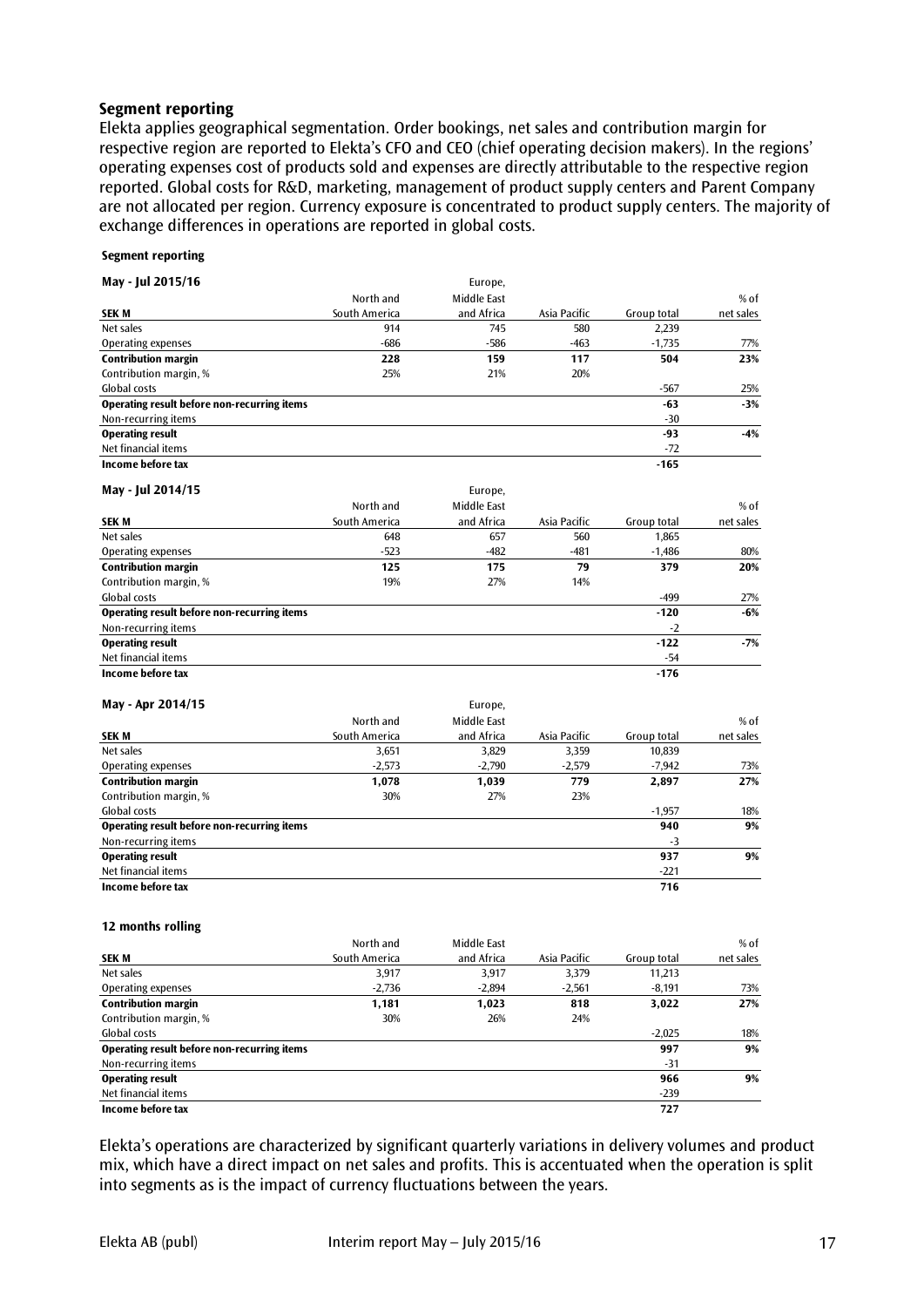## Segment reporting

Elekta applies geographical segmentation. Order bookings, net sales and contribution margin for respective region are reported to Elekta's CFO and CEO (chief operating decision makers). In the regions' operating expenses cost of products sold and expenses are directly attributable to the respective region reported. Global costs for R&D, marketing, management of product supply centers and Parent Company are not allocated per region. Currency exposure is concentrated to product supply centers. The majority of exchange differences in operations are reported in global costs.

**Segment reporting**

**May - Jul 2015/16**

| SEK M | North and South America | Europe, Middle East and Africa | Asia Pacific | Group total | % of net sales |
|---|---|---|---|---|---|
| Net sales | 914 | 745 | 580 | 2,239 | |
| Operating expenses | -686 | -586 | -463 | -1,735 | 77% |
| **Contribution margin** | **228** | **159** | **117** | **504** | **23%** |
| Contribution margin, % | 25% | 21% | 20% | | |
| Global costs | | | | -567 | 25% |
| **Operating result before non-recurring items** | | | | **-63** | **-3%** |
| Non-recurring items | | | | -30 | |
| **Operating result** | | | | **-93** | **-4%** |
| Net financial items | | | | -72 | |
| **Income before tax** | | | | **-165** | |

**May - Jul 2014/15**

| SEK M | North and South America | Europe, Middle East and Africa | Asia Pacific | Group total | % of net sales |
|---|---|---|---|---|---|
| Net sales | 648 | 657 | 560 | 1,865 | |
| Operating expenses | -523 | -482 | -481 | -1,486 | 80% |
| **Contribution margin** | **125** | **175** | **79** | **379** | **20%** |
| Contribution margin, % | 19% | 27% | 14% | | |
| Global costs | | | | -499 | 27% |
| **Operating result before non-recurring items** | | | | **-120** | **-6%** |
| Non-recurring items | | | | -2 | |
| **Operating result** | | | | **-122** | **-7%** |
| Net financial items | | | | -54 | |
| **Income before tax** | | | | **-176** | |

**May - Apr 2014/15**

| SEK M | North and South America | Europe, Middle East and Africa | Asia Pacific | Group total | % of net sales |
|---|---|---|---|---|---|
| Net sales | 3,651 | 3,829 | 3,359 | 10,839 | |
| Operating expenses | -2,573 | -2,790 | -2,579 | -7,942 | 73% |
| **Contribution margin** | **1,078** | **1,039** | **779** | **2,897** | **27%** |
| Contribution margin, % | 30% | 27% | 23% | | |
| Global costs | | | | -1,957 | 18% |
| **Operating result before non-recurring items** | | | | **940** | **9%** |
| Non-recurring items | | | | -3 | |
| **Operating result** | | | | **937** | **9%** |
| Net financial items | | | | -221 | |
| **Income before tax** | | | | **716** | |

**12 months rolling**

| SEK M | North and South America | Middle East and Africa | Asia Pacific | Group total | % of net sales |
|---|---|---|---|---|---|
| Net sales | 3,917 | 3,917 | 3,379 | 11,213 | |
| Operating expenses | -2,736 | -2,894 | -2,561 | -8,191 | 73% |
| **Contribution margin** | **1,181** | **1,023** | **818** | **3,022** | **27%** |
| Contribution margin, % | 30% | 26% | 24% | | |
| Global costs | | | | -2,025 | 18% |
| **Operating result before non-recurring items** | | | | **997** | **9%** |
| Non-recurring items | | | | -31 | |
| **Operating result** | | | | **966** | **9%** |
| Net financial items | | | | -239 | |
| **Income before tax** | | | | **727** | |

Elekta's operations are characterized by significant quarterly variations in delivery volumes and product mix, which have a direct impact on net sales and profits. This is accentuated when the operation is split into segments as is the impact of currency fluctuations between the years.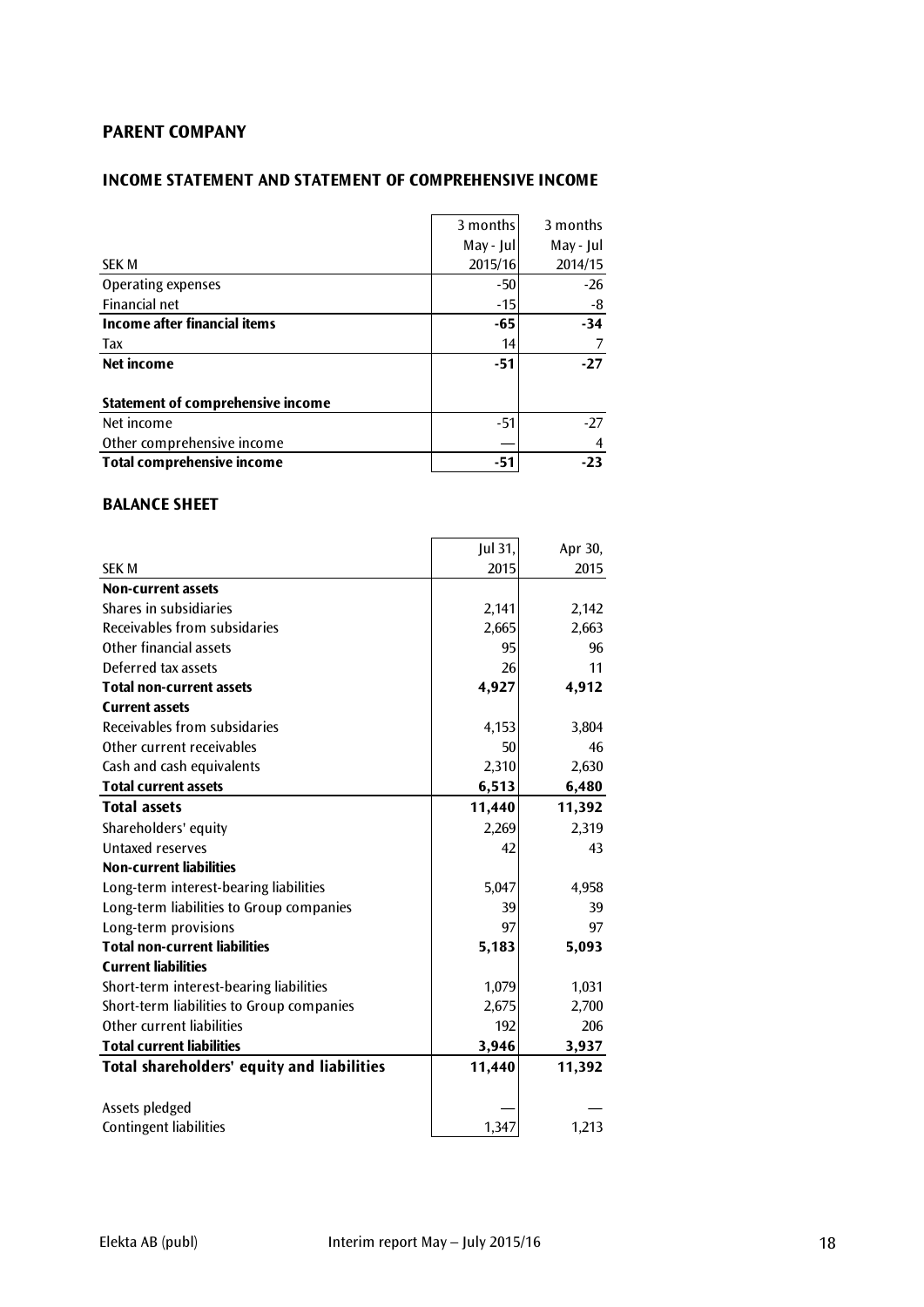## PARENT COMPANY

### INCOME STATEMENT AND STATEMENT OF COMPREHENSIVE INCOME

| SEK M | 3 months May - Jul 2015/16 | 3 months May - Jul 2014/15 |
|---|---|---|
| Operating expenses | -50 | -26 |
| Financial net | -15 | -8 |
| **Income after financial items** | **-65** | **-34** |
| Tax | 14 | 7 |
| **Net income** | **-51** | **-27** |
| | | |
| **Statement of comprehensive income** | | |
| Net income | -51 | -27 |
| Other comprehensive income | — | 4 |
| **Total comprehensive income** | **-51** | **-23** |

### BALANCE SHEET

| SEK M | Jul 31, 2015 | Apr 30, 2015 |
|---|---|---|
| **Non-current assets** | | |
| Shares in subsidiaries | 2,141 | 2,142 |
| Receivables from subsidaries | 2,665 | 2,663 |
| Other financial assets | 95 | 96 |
| Deferred tax assets | 26 | 11 |
| **Total non-current assets** | **4,927** | **4,912** |
| **Current assets** | | |
| Receivables from subsidaries | 4,153 | 3,804 |
| Other current receivables | 50 | 46 |
| Cash and cash equivalents | 2,310 | 2,630 |
| **Total current assets** | **6,513** | **6,480** |
| **Total assets** | **11,440** | **11,392** |
| Shareholders' equity | 2,269 | 2,319 |
| Untaxed reserves | 42 | 43 |
| **Non-current liabilities** | | |
| Long-term interest-bearing liabilities | 5,047 | 4,958 |
| Long-term liabilities to Group companies | 39 | 39 |
| Long-term provisions | 97 | 97 |
| **Total non-current liabilities** | **5,183** | **5,093** |
| **Current liabilities** | | |
| Short-term interest-bearing liabilities | 1,079 | 1,031 |
| Short-term liabilities to Group companies | 2,675 | 2,700 |
| Other current liabilities | 192 | 206 |
| **Total current liabilities** | **3,946** | **3,937** |
| **Total shareholders' equity and liabilities** | **11,440** | **11,392** |
| | | |
| Assets pledged | — | — |
| Contingent liabilities | 1,347 | 1,213 |